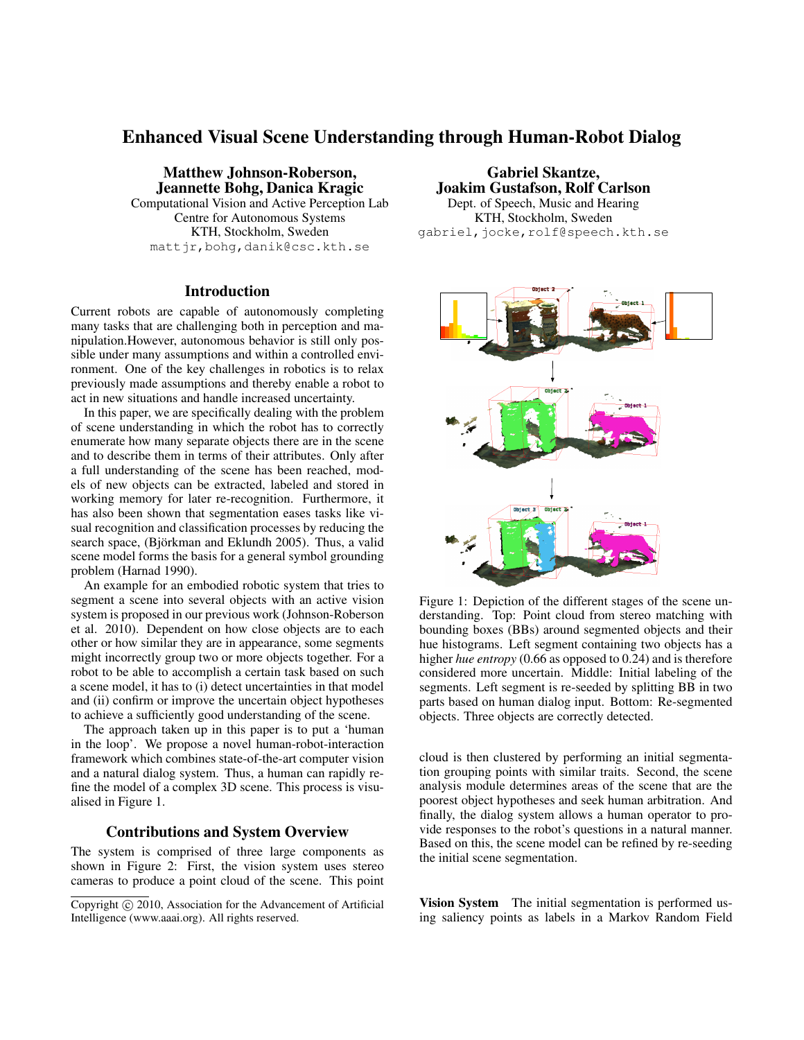# Enhanced Visual Scene Understanding through Human-Robot Dialog

**Matthew Johnson-Roberson, Jeannette Bohg, Danica Kragic**
Computational Vision and Active Perception Lab
Centre for Autonomous Systems
KTH, Stockholm, Sweden
mattjr,bohg,danik@csc.kth.se

**Gabriel Skantze, Joakim Gustafson, Rolf Carlson**
Dept. of Speech, Music and Hearing
KTH, Stockholm, Sweden
gabriel,jocke,rolf@speech.kth.se

## Introduction

Current robots are capable of autonomously completing many tasks that are challenging both in perception and manipulation.However, autonomous behavior is still only possible under many assumptions and within a controlled environment. One of the key challenges in robotics is to relax previously made assumptions and thereby enable a robot to act in new situations and handle increased uncertainty.

In this paper, we are specifically dealing with the problem of scene understanding in which the robot has to correctly enumerate how many separate objects there are in the scene and to describe them in terms of their attributes. Only after a full understanding of the scene has been reached, models of new objects can be extracted, labeled and stored in working memory for later re-recognition. Furthermore, it has also been shown that segmentation eases tasks like visual recognition and classification processes by reducing the search space, (Björkman and Eklundh 2005). Thus, a valid scene model forms the basis for a general symbol grounding problem (Harnad 1990).

An example for an embodied robotic system that tries to segment a scene into several objects with an active vision system is proposed in our previous work (Johnson-Roberson et al. 2010). Dependent on how close objects are to each other or how similar they are in appearance, some segments might incorrectly group two or more objects together. For a robot to be able to accomplish a certain task based on such a scene model, it has to (i) detect uncertainties in that model and (ii) confirm or improve the uncertain object hypotheses to achieve a sufficiently good understanding of the scene.

The approach taken up in this paper is to put a 'human in the loop'. We propose a novel human-robot-interaction framework which combines state-of-the-art computer vision and a natural dialog system. Thus, a human can rapidly refine the model of a complex 3D scene. This process is visualised in Figure 1.

Figure 1: Depiction of the different stages of the scene understanding. Top: Point cloud from stereo matching with bounding boxes (BBs) around segmented objects and their hue histograms. Left segment containing two objects has a higher *hue entropy* (0.66 as opposed to 0.24) and is therefore considered more uncertain. Middle: Initial labeling of the segments. Left segment is re-seeded by splitting BB in two parts based on human dialog input. Bottom: Re-segmented objects. Three objects are correctly detected.

## Contributions and System Overview

The system is comprised of three large components as shown in Figure 2: First, the vision system uses stereo cameras to produce a point cloud of the scene. This point cloud is then clustered by performing an initial segmentation grouping points with similar traits. Second, the scene analysis module determines areas of the scene that are the poorest object hypotheses and seek human arbitration. And finally, the dialog system allows a human operator to provide responses to the robot's questions in a natural manner. Based on this, the scene model can be refined by re-seeding the initial scene segmentation.

**Vision System** The initial segmentation is performed using saliency points as labels in a Markov Random Field

Copyright © 2010, Association for the Advancement of Artificial Intelligence (www.aaai.org). All rights reserved.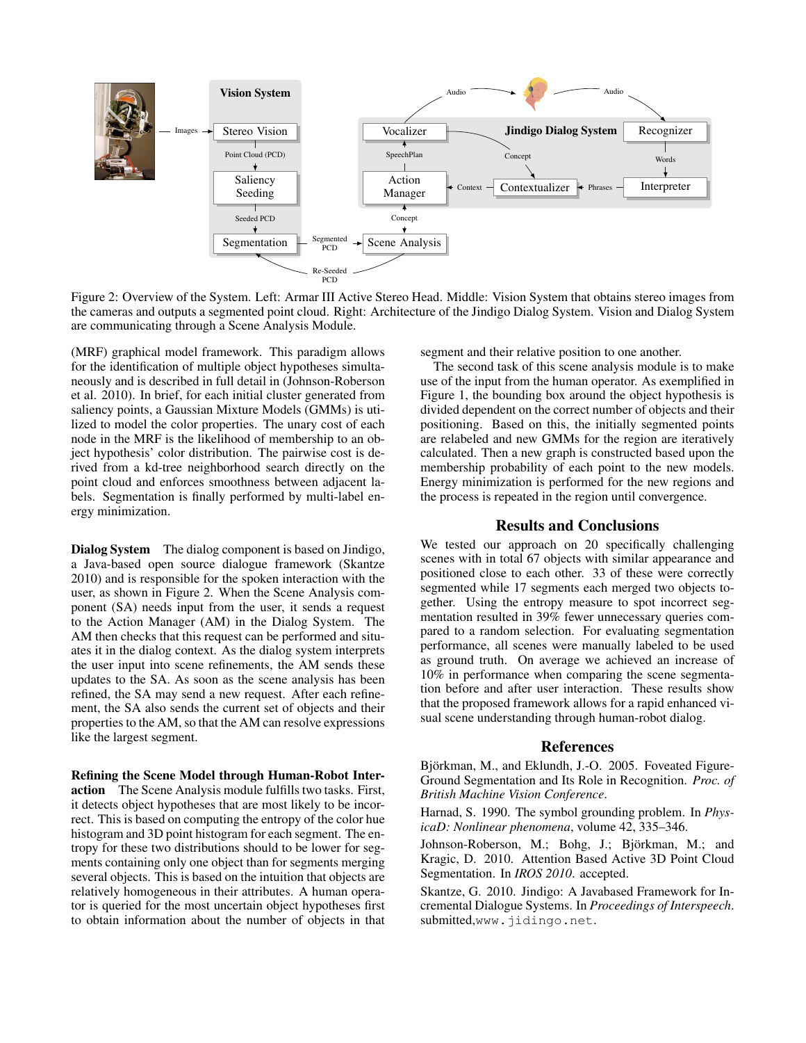Vision System

Images

Stereo Vision

Point Cloud (PCD)

Saliency Seeding

Seeded PCD

Segmentation

Segmented PCD

Re-Seeded PCD

Scene Analysis

Concept

Action Manager

SpeechPlan

Vocalizer

Audio

Audio

Jindigo Dialog System

Recognizer

Words

Interpreter

Phrases

Contextualizer

Context

Concept

Figure 2: Overview of the System. Left: Armar III Active Stereo Head. Middle: Vision System that obtains stereo images from the cameras and outputs a segmented point cloud. Right: Architecture of the Jindigo Dialog System. Vision and Dialog System are communicating through a Scene Analysis Module.

(MRF) graphical model framework. This paradigm allows for the identification of multiple object hypotheses simultaneously and is described in full detail in (Johnson-Roberson et al. 2010). In brief, for each initial cluster generated from saliency points, a Gaussian Mixture Models (GMMs) is utilized to model the color properties. The unary cost of each node in the MRF is the likelihood of membership to an object hypothesis' color distribution. The pairwise cost is derived from a kd-tree neighborhood search directly on the point cloud and enforces smoothness between adjacent labels. Segmentation is finally performed by multi-label energy minimization.

**Dialog System** The dialog component is based on Jindigo, a Java-based open source dialogue framework (Skantze 2010) and is responsible for the spoken interaction with the user, as shown in Figure 2. When the Scene Analysis component (SA) needs input from the user, it sends a request to the Action Manager (AM) in the Dialog System. The AM then checks that this request can be performed and situates it in the dialog context. As the dialog system interprets the user input into scene refinements, the AM sends these updates to the SA. As soon as the scene analysis has been refined, the SA may send a new request. After each refinement, the SA also sends the current set of objects and their properties to the AM, so that the AM can resolve expressions like the largest segment.

**Refining the Scene Model through Human-Robot Interaction** The Scene Analysis module fulfills two tasks. First, it detects object hypotheses that are most likely to be incorrect. This is based on computing the entropy of the color hue histogram and 3D point histogram for each segment. The entropy for these two distributions should to be lower for segments containing only one object than for segments merging several objects. This is based on the intuition that objects are relatively homogeneous in their attributes. A human operator is queried for the most uncertain object hypotheses first to obtain information about the number of objects in that segment and their relative position to one another.

The second task of this scene analysis module is to make use of the input from the human operator. As exemplified in Figure 1, the bounding box around the object hypothesis is divided dependent on the correct number of objects and their positioning. Based on this, the initially segmented points are relabeled and new GMMs for the region are iteratively calculated. Then a new graph is constructed based upon the membership probability of each point to the new models. Energy minimization is performed for the new regions and the process is repeated in the region until convergence.

## Results and Conclusions

We tested our approach on 20 specifically challenging scenes with in total 67 objects with similar appearance and positioned close to each other. 33 of these were correctly segmented while 17 segments each merged two objects together. Using the entropy measure to spot incorrect segmentation resulted in 39% fewer unnecessary queries compared to a random selection. For evaluating segmentation performance, all scenes were manually labeled to be used as ground truth. On average we achieved an increase of 10% in performance when comparing the scene segmentation before and after user interaction. These results show that the proposed framework allows for a rapid enhanced visual scene understanding through human-robot dialog.

## References

Björkman, M., and Eklundh, J.-O. 2005. Foveated Figure-Ground Segmentation and Its Role in Recognition. *Proc. of British Machine Vision Conference*.

Harnad, S. 1990. The symbol grounding problem. In *PhysicaD: Nonlinear phenomena*, volume 42, 335–346.

Johnson-Roberson, M.; Bohg, J.; Björkman, M.; and Kragic, D. 2010. Attention Based Active 3D Point Cloud Segmentation. In *IROS 2010*. accepted.

Skantze, G. 2010. Jindigo: A Javabased Framework for Incremental Dialogue Systems. In *Proceedings of Interspeech*. submitted,www.jidingo.net.